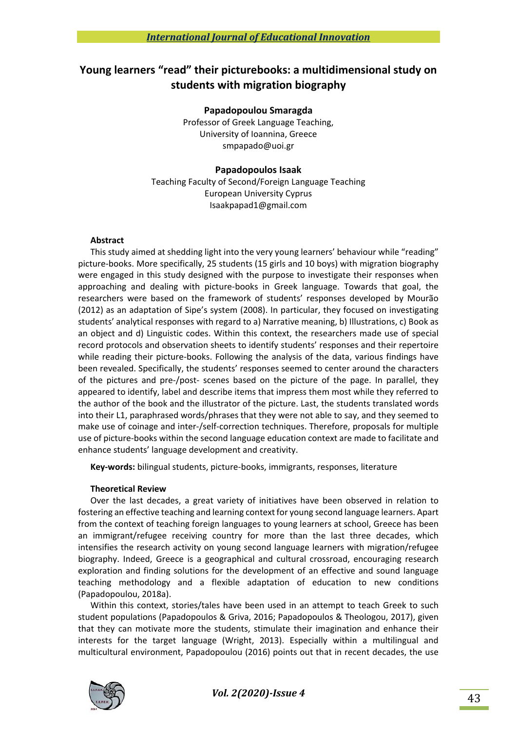# Young learners "read" their picturebooks: a multidimensional study on students with migration biography

**Papadopoulou Smaragda**
Professor of Greek Language Teaching,
University of Ioannina, Greece
smpapado@uoi.gr

**Papadopoulos Isaak**
Teaching Faculty of Second/Foreign Language Teaching
European University Cyprus
Isaakpapad1@gmail.com

**Abstract**

This study aimed at shedding light into the very young learners' behaviour while "reading" picture-books. More specifically, 25 students (15 girls and 10 boys) with migration biography were engaged in this study designed with the purpose to investigate their responses when approaching and dealing with picture-books in Greek language. Towards that goal, the researchers were based on the framework of students' responses developed by Mourão (2012) as an adaptation of Sipe's system (2008). In particular, they focused on investigating students' analytical responses with regard to a) Narrative meaning, b) Illustrations, c) Book as an object and d) Linguistic codes. Within this context, the researchers made use of special record protocols and observation sheets to identify students' responses and their repertoire while reading their picture-books. Following the analysis of the data, various findings have been revealed. Specifically, the students' responses seemed to center around the characters of the pictures and pre-/post- scenes based on the picture of the page. In parallel, they appeared to identify, label and describe items that impress them most while they referred to the author of the book and the illustrator of the picture. Last, the students translated words into their L1, paraphrased words/phrases that they were not able to say, and they seemed to make use of coinage and inter-/self-correction techniques. Therefore, proposals for multiple use of picture-books within the second language education context are made to facilitate and enhance students' language development and creativity.

**Key-words:** bilingual students, picture-books, immigrants, responses, literature

**Theoretical Review**

Over the last decades, a great variety of initiatives have been observed in relation to fostering an effective teaching and learning context for young second language learners. Apart from the context of teaching foreign languages to young learners at school, Greece has been an immigrant/refugee receiving country for more than the last three decades, which intensifies the research activity on young second language learners with migration/refugee biography. Indeed, Greece is a geographical and cultural crossroad, encouraging research exploration and finding solutions for the development of an effective and sound language teaching methodology and a flexible adaptation of education to new conditions (Papadopoulou, 2018a).

Within this context, stories/tales have been used in an attempt to teach Greek to such student populations (Papadopoulos & Griva, 2016; Papadopoulos & Theologou, 2017), given that they can motivate more the students, stimulate their imagination and enhance their interests for the target language (Wright, 2013). Especially within a multilingual and multicultural environment, Papadopoulou (2016) points out that in recent decades, the use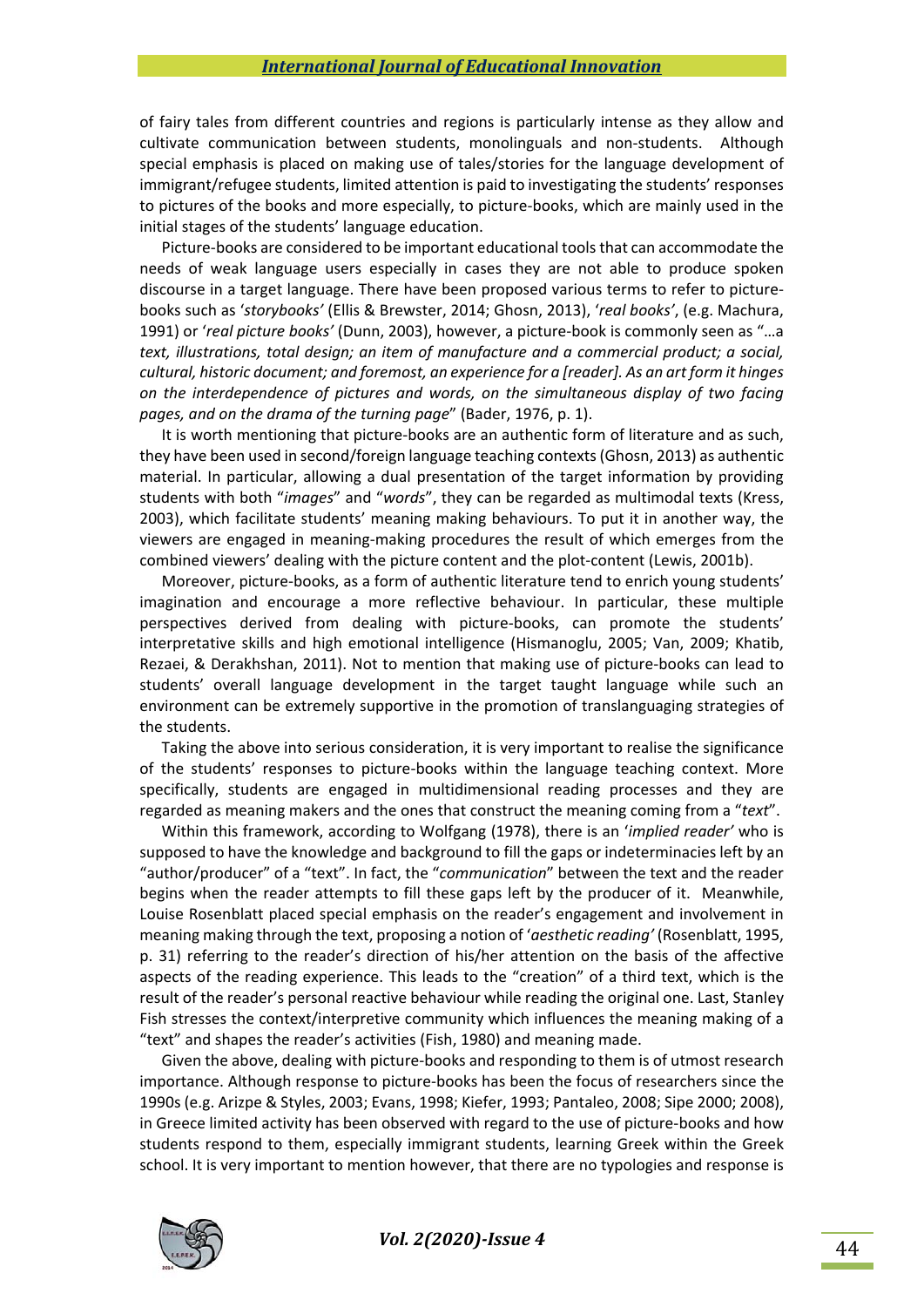of fairy tales from different countries and regions is particularly intense as they allow and cultivate communication between students, monolinguals and non-students. Although special emphasis is placed on making use of tales/stories for the language development of immigrant/refugee students, limited attention is paid to investigating the students' responses to pictures of the books and more especially, to picture-books, which are mainly used in the initial stages of the students' language education.

Picture-books are considered to be important educational tools that can accommodate the needs of weak language users especially in cases they are not able to produce spoken discourse in a target language. There have been proposed various terms to refer to picture-books such as '*storybooks'* (Ellis & Brewster, 2014; Ghosn, 2013), '*real books'*, (e.g. Machura, 1991) or '*real picture books'* (Dunn, 2003), however, a picture-book is commonly seen as "*…a text, illustrations, total design; an item of manufacture and a commercial product; a social, cultural, historic document; and foremost, an experience for a [reader]. As an art form it hinges on the interdependence of pictures and words, on the simultaneous display of two facing pages, and on the drama of the turning page*" (Bader, 1976, p. 1).

It is worth mentioning that picture-books are an authentic form of literature and as such, they have been used in second/foreign language teaching contexts (Ghosn, 2013) as authentic material. In particular, allowing a dual presentation of the target information by providing students with both "*images*" and "*words*", they can be regarded as multimodal texts (Kress, 2003), which facilitate students' meaning making behaviours. To put it in another way, the viewers are engaged in meaning-making procedures the result of which emerges from the combined viewers' dealing with the picture content and the plot-content (Lewis, 2001b).

Moreover, picture-books, as a form of authentic literature tend to enrich young students' imagination and encourage a more reflective behaviour. In particular, these multiple perspectives derived from dealing with picture-books, can promote the students' interpretative skills and high emotional intelligence (Hismanoglu, 2005; Van, 2009; Khatib, Rezaei, & Derakhshan, 2011). Not to mention that making use of picture-books can lead to students' overall language development in the target taught language while such an environment can be extremely supportive in the promotion of translanguaging strategies of the students.

Taking the above into serious consideration, it is very important to realise the significance of the students' responses to picture-books within the language teaching context. More specifically, students are engaged in multidimensional reading processes and they are regarded as meaning makers and the ones that construct the meaning coming from a "*text*".

Within this framework, according to Wolfgang (1978), there is an '*implied reader'* who is supposed to have the knowledge and background to fill the gaps or indeterminacies left by an "author/producer" of a "text". In fact, the "*communication*" between the text and the reader begins when the reader attempts to fill these gaps left by the producer of it. Meanwhile, Louise Rosenblatt placed special emphasis on the reader's engagement and involvement in meaning making through the text, proposing a notion of '*aesthetic reading'* (Rosenblatt, 1995, p. 31) referring to the reader's direction of his/her attention on the basis of the affective aspects of the reading experience. This leads to the "creation" of a third text, which is the result of the reader's personal reactive behaviour while reading the original one. Last, Stanley Fish stresses the context/interpretive community which influences the meaning making of a "text" and shapes the reader's activities (Fish, 1980) and meaning made.

Given the above, dealing with picture-books and responding to them is of utmost research importance. Although response to picture-books has been the focus of researchers since the 1990s (e.g. Arizpe & Styles, 2003; Evans, 1998; Kiefer, 1993; Pantaleo, 2008; Sipe 2000; 2008), in Greece limited activity has been observed with regard to the use of picture-books and how students respond to them, especially immigrant students, learning Greek within the Greek school. It is very important to mention however, that there are no typologies and response is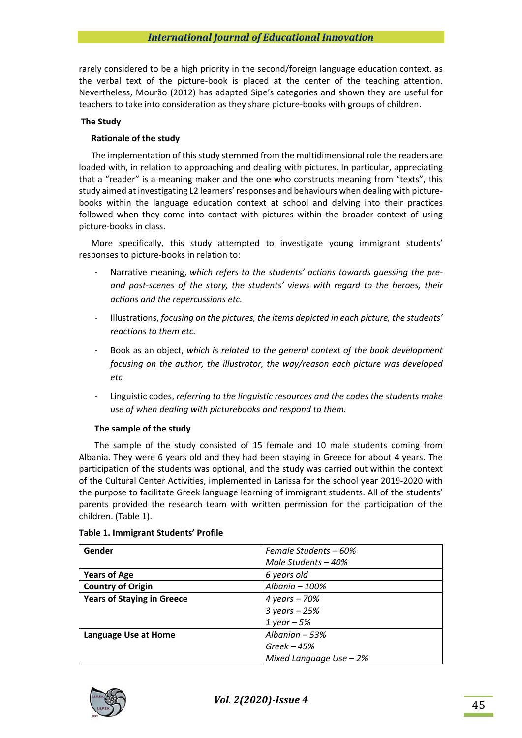rarely considered to be a high priority in the second/foreign language education context, as the verbal text of the picture-book is placed at the center of the teaching attention. Nevertheless, Mourão (2012) has adapted Sipe's categories and shown they are useful for teachers to take into consideration as they share picture-books with groups of children.

## The Study

### Rationale of the study

The implementation of this study stemmed from the multidimensional role the readers are loaded with, in relation to approaching and dealing with pictures. In particular, appreciating that a "reader" is a meaning maker and the one who constructs meaning from "texts", this study aimed at investigating L2 learners' responses and behaviours when dealing with picture-books within the language education context at school and delving into their practices followed when they come into contact with pictures within the broader context of using picture-books in class.

More specifically, this study attempted to investigate young immigrant students' responses to picture-books in relation to:

- Narrative meaning, *which refers to the students' actions towards guessing the pre- and post-scenes of the story, the students' views with regard to the heroes, their actions and the repercussions etc.*
- Illustrations, *focusing on the pictures, the items depicted in each picture, the students' reactions to them etc.*
- Book as an object, *which is related to the general context of the book development focusing on the author, the illustrator, the way/reason each picture was developed etc.*
- Linguistic codes, *referring to the linguistic resources and the codes the students make use of when dealing with picturebooks and respond to them.*

### The sample of the study

The sample of the study consisted of 15 female and 10 male students coming from Albania. They were 6 years old and they had been staying in Greece for about 4 years. The participation of the students was optional, and the study was carried out within the context of the Cultural Center Activities, implemented in Larissa for the school year 2019-2020 with the purpose to facilitate Greek language learning of immigrant students. All of the students' parents provided the research team with written permission for the participation of the children. (Table 1).

**Table 1. Immigrant Students' Profile**

| | |
|---|---|
| **Gender** | *Female Students – 60%*<br>*Male Students – 40%* |
| **Years of Age** | *6 years old* |
| **Country of Origin** | *Albania – 100%* |
| **Years of Staying in Greece** | *4 years – 70%*<br>*3 years – 25%*<br>*1 year – 5%* |
| **Language Use at Home** | *Albanian – 53%*<br>*Greek – 45%*<br>*Mixed Language Use – 2%* |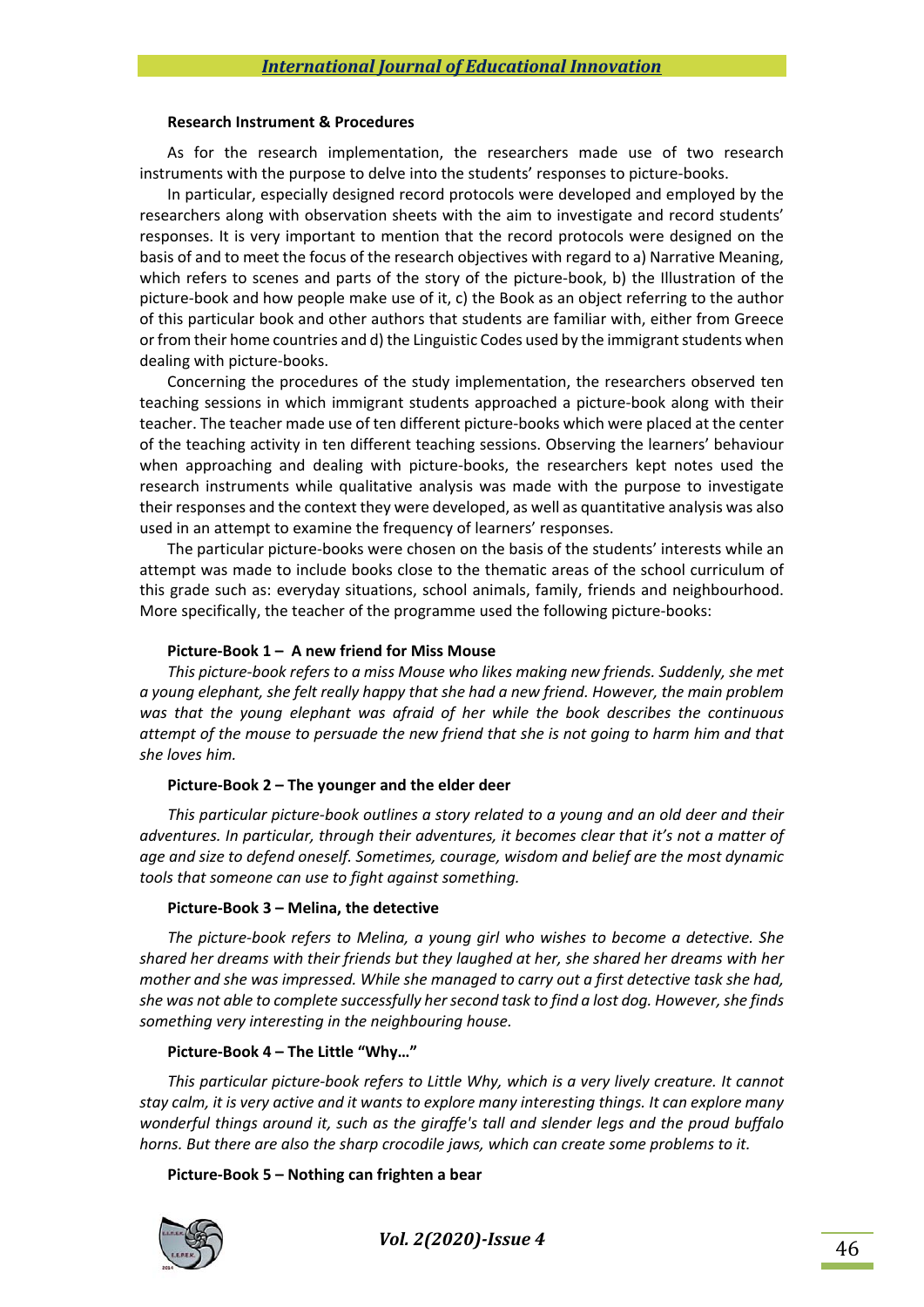### Research Instrument & Procedures

As for the research implementation, the researchers made use of two research instruments with the purpose to delve into the students' responses to picture-books.

In particular, especially designed record protocols were developed and employed by the researchers along with observation sheets with the aim to investigate and record students' responses. It is very important to mention that the record protocols were designed on the basis of and to meet the focus of the research objectives with regard to a) Narrative Meaning, which refers to scenes and parts of the story of the picture-book, b) the Illustration of the picture-book and how people make use of it, c) the Book as an object referring to the author of this particular book and other authors that students are familiar with, either from Greece or from their home countries and d) the Linguistic Codes used by the immigrant students when dealing with picture-books.

Concerning the procedures of the study implementation, the researchers observed ten teaching sessions in which immigrant students approached a picture-book along with their teacher. The teacher made use of ten different picture-books which were placed at the center of the teaching activity in ten different teaching sessions. Observing the learners' behaviour when approaching and dealing with picture-books, the researchers kept notes used the research instruments while qualitative analysis was made with the purpose to investigate their responses and the context they were developed, as well as quantitative analysis was also used in an attempt to examine the frequency of learners' responses.

The particular picture-books were chosen on the basis of the students' interests while an attempt was made to include books close to the thematic areas of the school curriculum of this grade such as: everyday situations, school animals, family, friends and neighbourhood. More specifically, the teacher of the programme used the following picture-books:

#### Picture-Book 1 – A new friend for Miss Mouse

*This picture-book refers to a miss Mouse who likes making new friends. Suddenly, she met a young elephant, she felt really happy that she had a new friend. However, the main problem was that the young elephant was afraid of her while the book describes the continuous attempt of the mouse to persuade the new friend that she is not going to harm him and that she loves him.*

#### Picture-Book 2 – The younger and the elder deer

*This particular picture-book outlines a story related to a young and an old deer and their adventures. In particular, through their adventures, it becomes clear that it's not a matter of age and size to defend oneself. Sometimes, courage, wisdom and belief are the most dynamic tools that someone can use to fight against something.*

#### Picture-Book 3 – Melina, the detective

*The picture-book refers to Melina, a young girl who wishes to become a detective. She shared her dreams with their friends but they laughed at her, she shared her dreams with her mother and she was impressed. While she managed to carry out a first detective task she had, she was not able to complete successfully her second task to find a lost dog. However, she finds something very interesting in the neighbouring house.*

#### Picture-Book 4 – The Little "Why…"

*This particular picture-book refers to Little Why, which is a very lively creature. It cannot stay calm, it is very active and it wants to explore many interesting things. It can explore many wonderful things around it, such as the giraffe's tall and slender legs and the proud buffalo horns. But there are also the sharp crocodile jaws, which can create some problems to it.*

#### Picture-Book 5 – Nothing can frighten a bear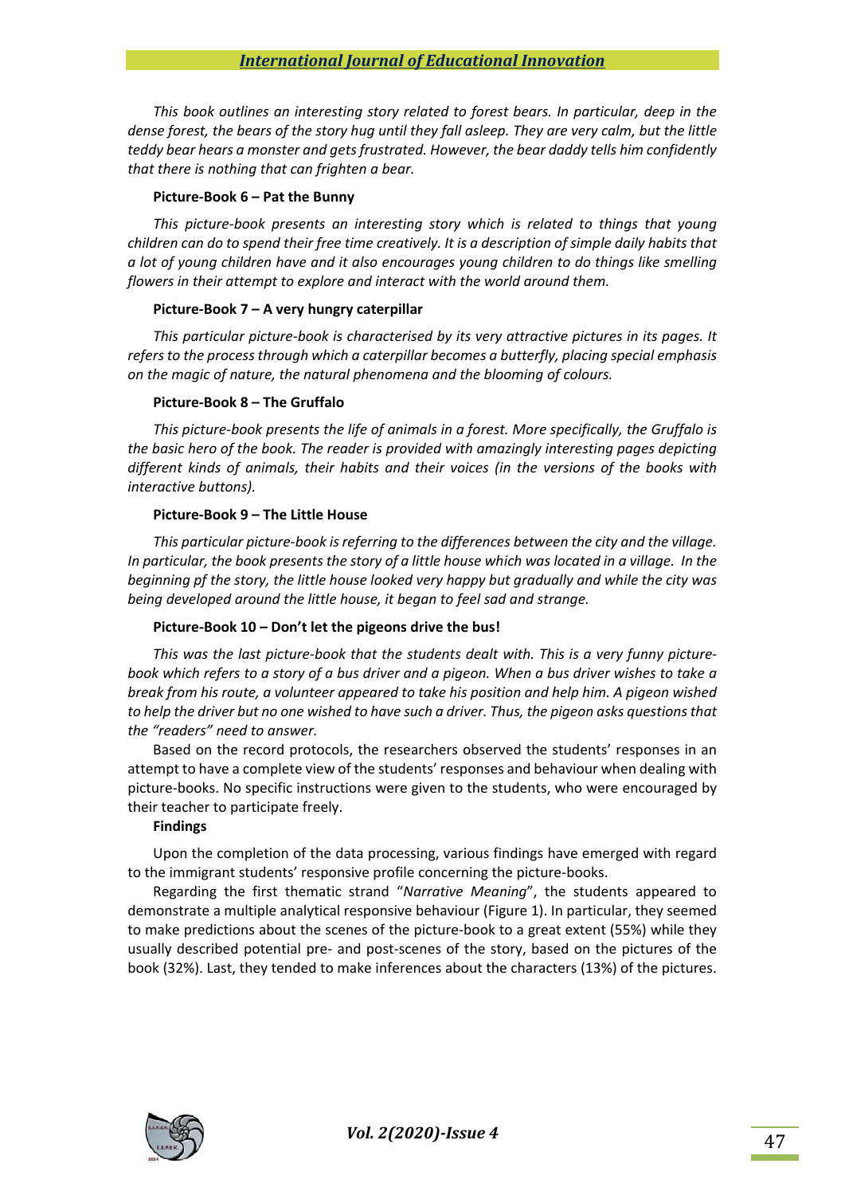*This book outlines an interesting story related to forest bears. In particular, deep in the dense forest, the bears of the story hug until they fall asleep. They are very calm, but the little teddy bear hears a monster and gets frustrated. However, the bear daddy tells him confidently that there is nothing that can frighten a bear.*

**Picture-Book 6 – Pat the Bunny**

*This picture-book presents an interesting story which is related to things that young children can do to spend their free time creatively. It is a description of simple daily habits that a lot of young children have and it also encourages young children to do things like smelling flowers in their attempt to explore and interact with the world around them.*

**Picture-Book 7 – A very hungry caterpillar**

*This particular picture-book is characterised by its very attractive pictures in its pages. It refers to the process through which a caterpillar becomes a butterfly, placing special emphasis on the magic of nature, the natural phenomena and the blooming of colours.*

**Picture-Book 8 – The Gruffalo**

*This picture-book presents the life of animals in a forest. More specifically, the Gruffalo is the basic hero of the book. The reader is provided with amazingly interesting pages depicting different kinds of animals, their habits and their voices (in the versions of the books with interactive buttons).*

**Picture-Book 9 – The Little House**

*This particular picture-book is referring to the differences between the city and the village. In particular, the book presents the story of a little house which was located in a village. In the beginning pf the story, the little house looked very happy but gradually and while the city was being developed around the little house, it began to feel sad and strange.*

**Picture-Book 10 – Don't let the pigeons drive the bus!**

*This was the last picture-book that the students dealt with. This is a very funny picture-book which refers to a story of a bus driver and a pigeon. When a bus driver wishes to take a break from his route, a volunteer appeared to take his position and help him. A pigeon wished to help the driver but no one wished to have such a driver. Thus, the pigeon asks questions that the "readers" need to answer.*

Based on the record protocols, the researchers observed the students' responses in an attempt to have a complete view of the students' responses and behaviour when dealing with picture-books. No specific instructions were given to the students, who were encouraged by their teacher to participate freely.

**Findings**

Upon the completion of the data processing, various findings have emerged with regard to the immigrant students' responsive profile concerning the picture-books.

Regarding the first thematic strand "*Narrative Meaning*", the students appeared to demonstrate a multiple analytical responsive behaviour (Figure 1). In particular, they seemed to make predictions about the scenes of the picture-book to a great extent (55%) while they usually described potential pre- and post-scenes of the story, based on the pictures of the book (32%). Last, they tended to make inferences about the characters (13%) of the pictures.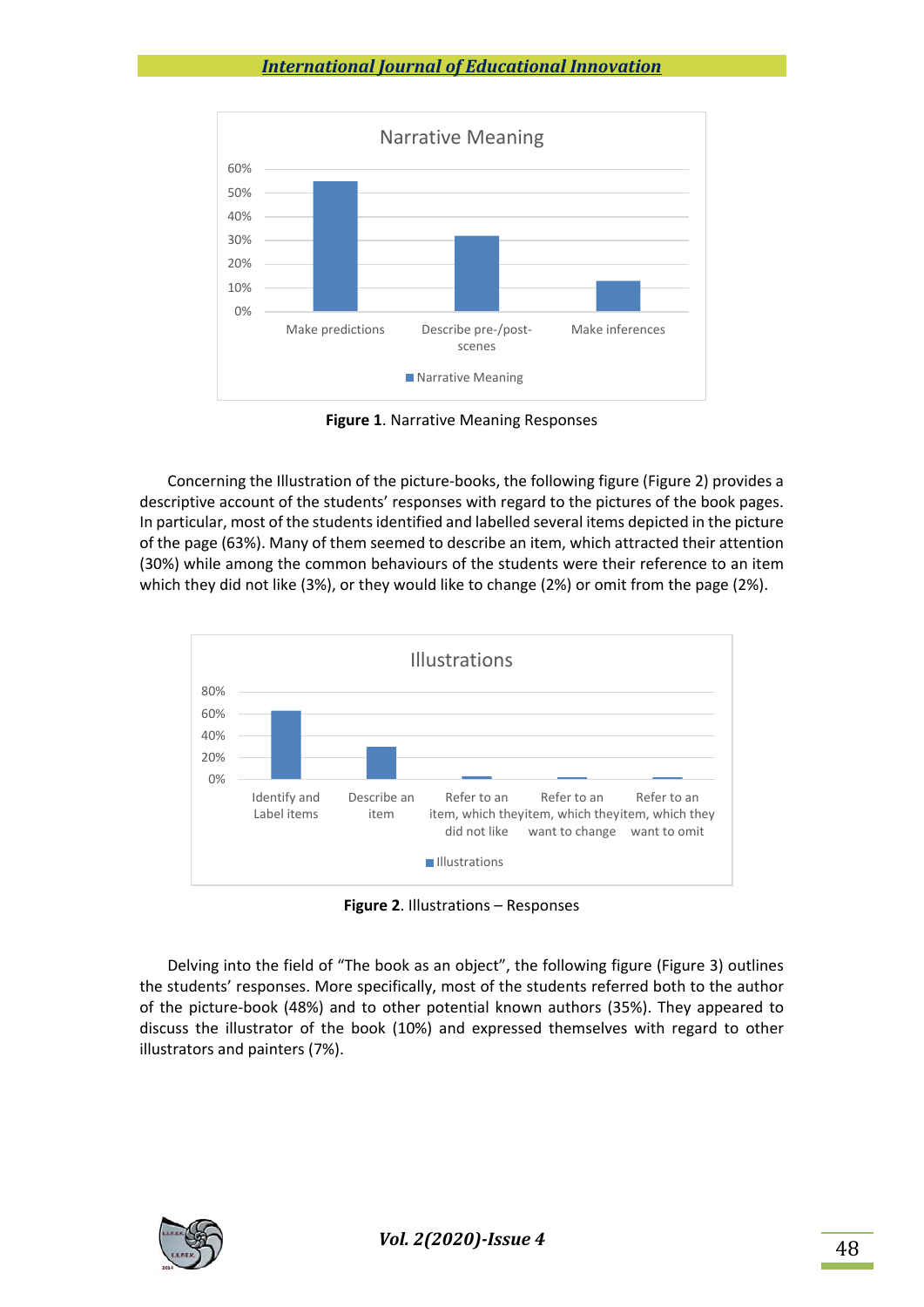Figure 1. Narrative Meaning Responses

Concerning the Illustration of the picture-books, the following figure (Figure 2) provides a descriptive account of the students' responses with regard to the pictures of the book pages. In particular, most of the students identified and labelled several items depicted in the picture of the page (63%). Many of them seemed to describe an item, which attracted their attention (30%) while among the common behaviours of the students were their reference to an item which they did not like (3%), or they would like to change (2%) or omit from the page (2%).

Figure 2. Illustrations – Responses

Delving into the field of "The book as an object", the following figure (Figure 3) outlines the students' responses. More specifically, most of the students referred both to the author of the picture-book (48%) and to other potential known authors (35%). They appeared to discuss the illustrator of the book (10%) and expressed themselves with regard to other illustrators and painters (7%).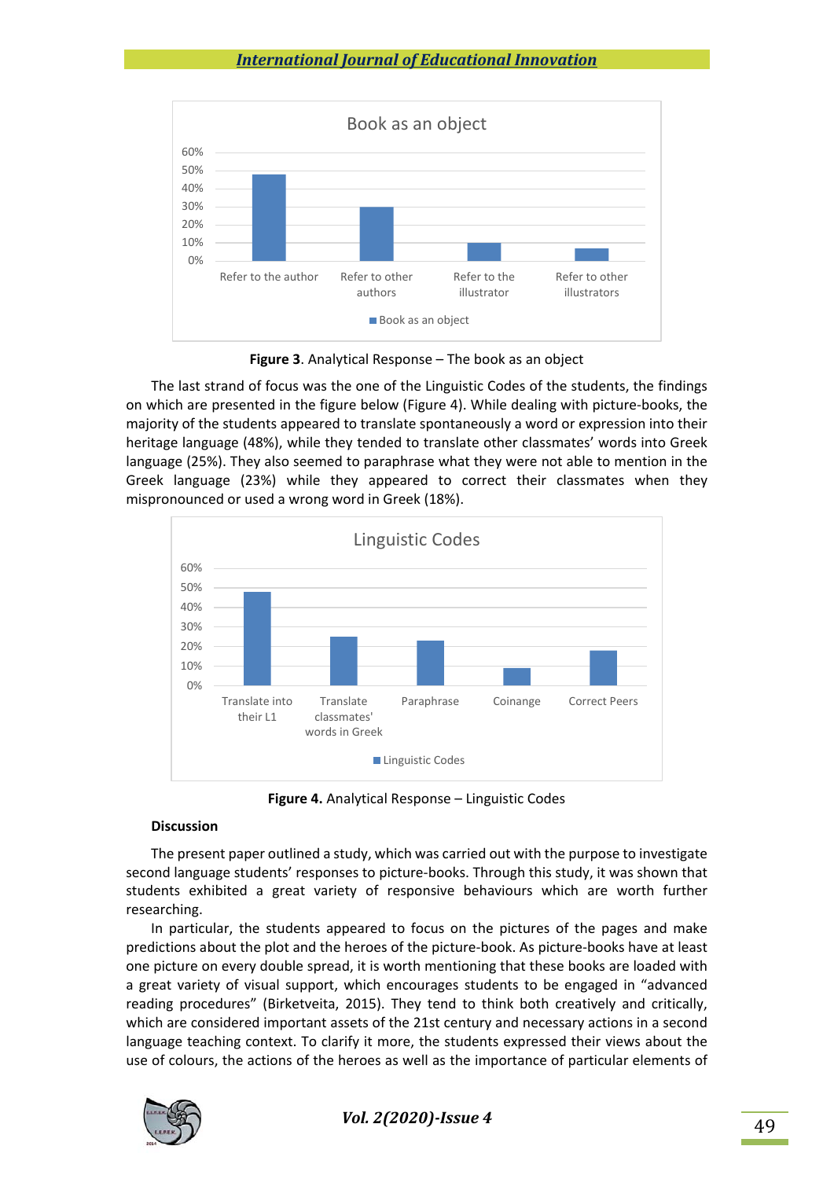**Figure 3**. Analytical Response – The book as an object

The last strand of focus was the one of the Linguistic Codes of the students, the findings on which are presented in the figure below (Figure 4). While dealing with picture-books, the majority of the students appeared to translate spontaneously a word or expression into their heritage language (48%), while they tended to translate other classmates' words into Greek language (25%). They also seemed to paraphrase what they were not able to mention in the Greek language (23%) while they appeared to correct their classmates when they mispronounced or used a wrong word in Greek (18%).

**Figure 4.** Analytical Response – Linguistic Codes

**Discussion**

The present paper outlined a study, which was carried out with the purpose to investigate second language students' responses to picture-books. Through this study, it was shown that students exhibited a great variety of responsive behaviours which are worth further researching.

In particular, the students appeared to focus on the pictures of the pages and make predictions about the plot and the heroes of the picture-book. As picture-books have at least one picture on every double spread, it is worth mentioning that these books are loaded with a great variety of visual support, which encourages students to be engaged in "advanced reading procedures" (Birketveita, 2015). They tend to think both creatively and critically, which are considered important assets of the 21st century and necessary actions in a second language teaching context. To clarify it more, the students expressed their views about the use of colours, the actions of the heroes as well as the importance of particular elements of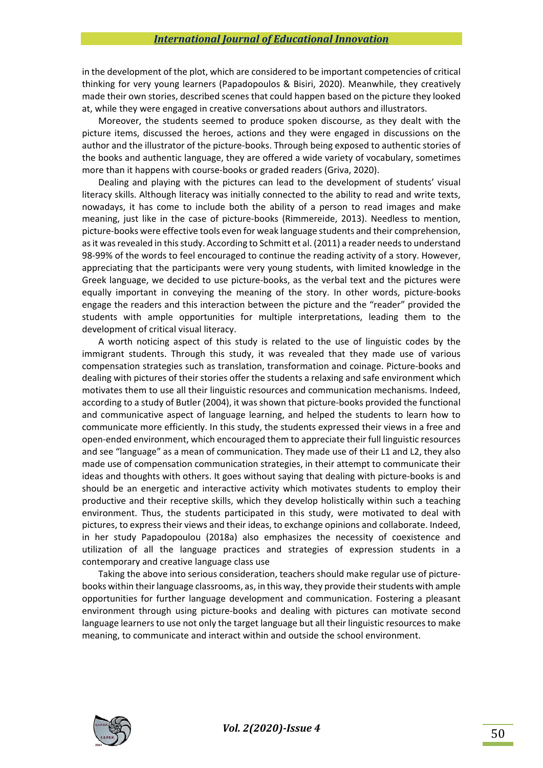in the development of the plot, which are considered to be important competencies of critical thinking for very young learners (Papadopoulos & Bisiri, 2020). Meanwhile, they creatively made their own stories, described scenes that could happen based on the picture they looked at, while they were engaged in creative conversations about authors and illustrators.

Moreover, the students seemed to produce spoken discourse, as they dealt with the picture items, discussed the heroes, actions and they were engaged in discussions on the author and the illustrator of the picture-books. Through being exposed to authentic stories of the books and authentic language, they are offered a wide variety of vocabulary, sometimes more than it happens with course-books or graded readers (Griva, 2020).

Dealing and playing with the pictures can lead to the development of students' visual literacy skills. Although literacy was initially connected to the ability to read and write texts, nowadays, it has come to include both the ability of a person to read images and make meaning, just like in the case of picture-books (Rimmereide, 2013). Needless to mention, picture-books were effective tools even for weak language students and their comprehension, as it was revealed in this study. According to Schmitt et al. (2011) a reader needs to understand 98-99% of the words to feel encouraged to continue the reading activity of a story. However, appreciating that the participants were very young students, with limited knowledge in the Greek language, we decided to use picture-books, as the verbal text and the pictures were equally important in conveying the meaning of the story. In other words, picture-books engage the readers and this interaction between the picture and the "reader" provided the students with ample opportunities for multiple interpretations, leading them to the development of critical visual literacy.

A worth noticing aspect of this study is related to the use of linguistic codes by the immigrant students. Through this study, it was revealed that they made use of various compensation strategies such as translation, transformation and coinage. Picture-books and dealing with pictures of their stories offer the students a relaxing and safe environment which motivates them to use all their linguistic resources and communication mechanisms. Indeed, according to a study of Butler (2004), it was shown that picture-books provided the functional and communicative aspect of language learning, and helped the students to learn how to communicate more efficiently. In this study, the students expressed their views in a free and open-ended environment, which encouraged them to appreciate their full linguistic resources and see "language" as a mean of communication. They made use of their L1 and L2, they also made use of compensation communication strategies, in their attempt to communicate their ideas and thoughts with others. It goes without saying that dealing with picture-books is and should be an energetic and interactive activity which motivates students to employ their productive and their receptive skills, which they develop holistically within such a teaching environment. Thus, the students participated in this study, were motivated to deal with pictures, to express their views and their ideas, to exchange opinions and collaborate. Indeed, in her study Papadopoulou (2018a) also emphasizes the necessity of coexistence and utilization of all the language practices and strategies of expression students in a contemporary and creative language class use

Taking the above into serious consideration, teachers should make regular use of picture-books within their language classrooms, as, in this way, they provide their students with ample opportunities for further language development and communication. Fostering a pleasant environment through using picture-books and dealing with pictures can motivate second language learners to use not only the target language but all their linguistic resources to make meaning, to communicate and interact within and outside the school environment.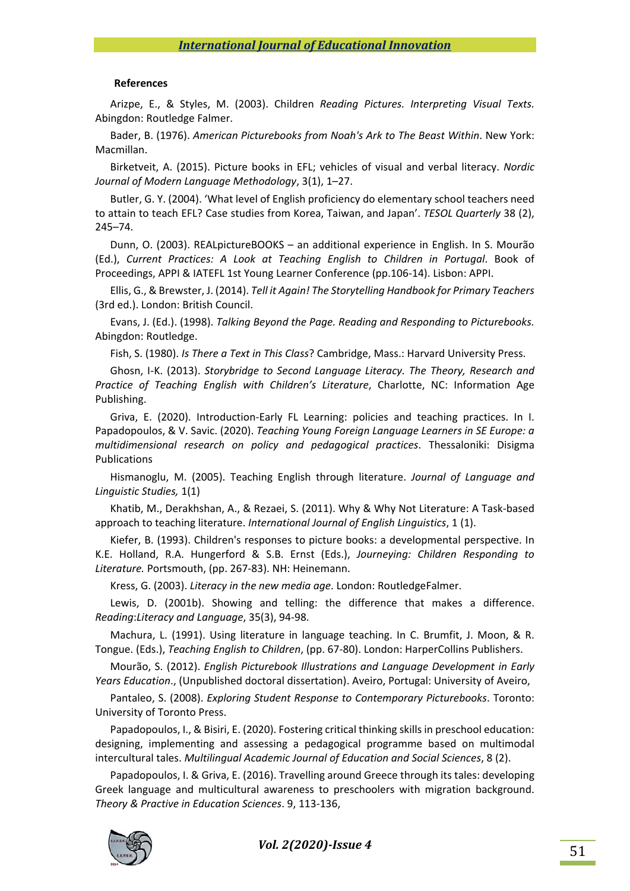**References**

Arizpe, E., & Styles, M. (2003). Children *Reading Pictures. Interpreting Visual Texts.* Abingdon: Routledge Falmer.

Bader, B. (1976). *American Picturebooks from Noah's Ark to The Beast Within*. New York: Macmillan.

Birketveit, A. (2015). Picture books in EFL; vehicles of visual and verbal literacy. *Nordic Journal of Modern Language Methodology*, 3(1), 1–27.

Butler, G. Y. (2004). 'What level of English proficiency do elementary school teachers need to attain to teach EFL? Case studies from Korea, Taiwan, and Japan'. *TESOL Quarterly* 38 (2), 245–74.

Dunn, O. (2003). REALpictureBOOKS – an additional experience in English. In S. Mourão (Ed.), *Current Practices: A Look at Teaching English to Children in Portugal*. Book of Proceedings, APPI & IATEFL 1st Young Learner Conference (pp.106-14). Lisbon: APPI.

Ellis, G., & Brewster, J. (2014). *Tell it Again! The Storytelling Handbook for Primary Teachers* (3rd ed.). London: British Council.

Evans, J. (Ed.). (1998). *Talking Beyond the Page. Reading and Responding to Picturebooks.* Abingdon: Routledge.

Fish, S. (1980). *Is There a Text in This Class*? Cambridge, Mass.: Harvard University Press.

Ghosn, I-K. (2013). *Storybridge to Second Language Literacy. The Theory, Research and Practice of Teaching English with Children's Literature*, Charlotte, NC: Information Age Publishing.

Griva, E. (2020). Introduction-Early FL Learning: policies and teaching practices. In I. Papadopoulos, & V. Savic. (2020). *Teaching Young Foreign Language Learners in SE Europe: a multidimensional research on policy and pedagogical practices*. Thessaloniki: Disigma Publications

Hismanoglu, M. (2005). Teaching English through literature. *Journal of Language and Linguistic Studies,* 1(1)

Khatib, M., Derakhshan, A., & Rezaei, S. (2011). Why & Why Not Literature: A Task-based approach to teaching literature. *International Journal of English Linguistics*, 1 (1).

Kiefer, B. (1993). Children's responses to picture books: a developmental perspective. In K.E. Holland, R.A. Hungerford & S.B. Ernst (Eds.), *Journeying: Children Responding to Literature.* Portsmouth, (pp. 267-83). NH: Heinemann.

Kress, G. (2003). *Literacy in the new media age*. London: RoutledgeFalmer.

Lewis, D. (2001b). Showing and telling: the difference that makes a difference. *Reading:Literacy and Language*, 35(3), 94-98.

Machura, L. (1991). Using literature in language teaching. In C. Brumfit, J. Moon, & R. Tongue. (Eds.), *Teaching English to Children*, (pp. 67-80). London: HarperCollins Publishers.

Mourão, S. (2012). *English Picturebook Illustrations and Language Development in Early Years Education*., (Unpublished doctoral dissertation). Aveiro, Portugal: University of Aveiro,

Pantaleo, S. (2008). *Exploring Student Response to Contemporary Picturebooks*. Toronto: University of Toronto Press.

Papadopoulos, I., & Bisiri, E. (2020). Fostering critical thinking skills in preschool education: designing, implementing and assessing a pedagogical programme based on multimodal intercultural tales. *Multilingual Academic Journal of Education and Social Sciences*, 8 (2).

Papadopoulos, I. & Griva, E. (2016). Travelling around Greece through its tales: developing Greek language and multicultural awareness to preschoolers with migration background. *Theory & Practive in Education Sciences*. 9, 113-136,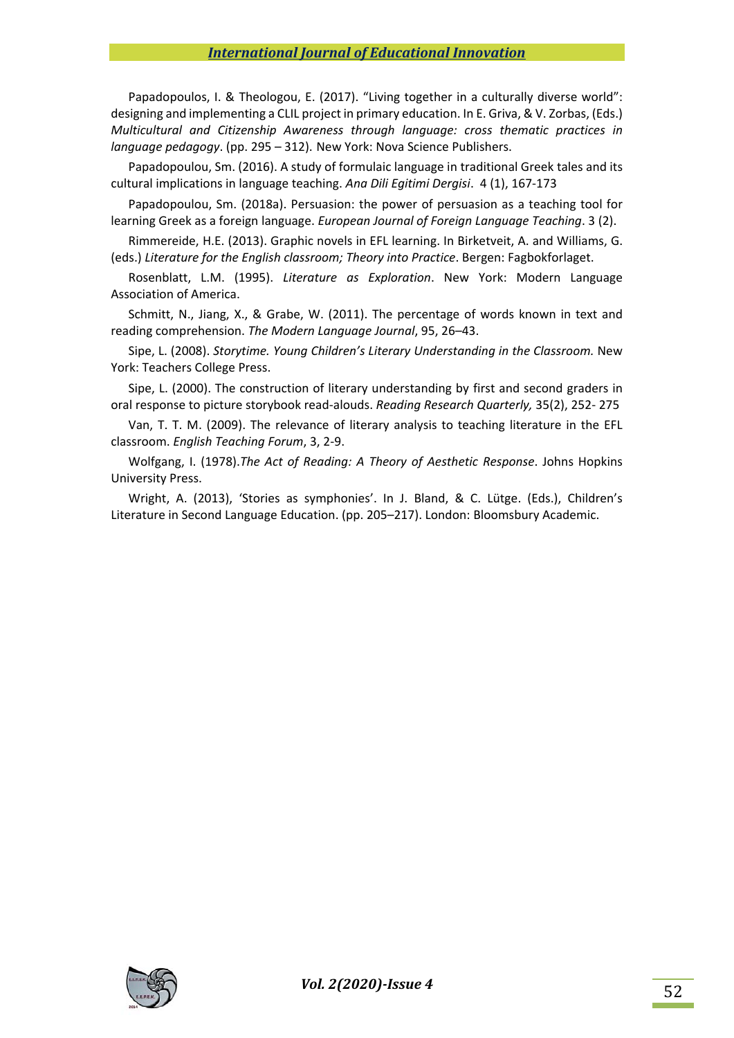Papadopoulos, I. & Theologou, E. (2017). "Living together in a culturally diverse world": designing and implementing a CLIL project in primary education. In E. Griva, & V. Zorbas, (Eds.) *Multicultural and Citizenship Awareness through language: cross thematic practices in language pedagogy*. (pp. 295 – 312). New York: Nova Science Publishers.

Papadopoulou, Sm. (2016). A study of formulaic language in traditional Greek tales and its cultural implications in language teaching. *Ana Dili Egitimi Dergisi*. 4 (1), 167-173

Papadopoulou, Sm. (2018a). Persuasion: the power of persuasion as a teaching tool for learning Greek as a foreign language. *European Journal of Foreign Language Teaching*. 3 (2).

Rimmereide, H.E. (2013). Graphic novels in EFL learning. In Birketveit, A. and Williams, G. (eds.) *Literature for the English classroom; Theory into Practice*. Bergen: Fagbokforlaget.

Rosenblatt, L.M. (1995). *Literature as Exploration*. New York: Modern Language Association of America.

Schmitt, N., Jiang, X., & Grabe, W. (2011). The percentage of words known in text and reading comprehension. *The Modern Language Journal*, 95, 26–43.

Sipe, L. (2008). *Storytime. Young Children's Literary Understanding in the Classroom.* New York: Teachers College Press.

Sipe, L. (2000). The construction of literary understanding by first and second graders in oral response to picture storybook read-alouds. *Reading Research Quarterly,* 35(2), 252- 275

Van, T. T. M. (2009). The relevance of literary analysis to teaching literature in the EFL classroom. *English Teaching Forum*, 3, 2-9.

Wolfgang, I. (1978).*The Act of Reading: A Theory of Aesthetic Response*. Johns Hopkins University Press.

Wright, A. (2013), 'Stories as symphonies'. In J. Bland, & C. Lütge. (Eds.), Children's Literature in Second Language Education. (pp. 205–217). London: Bloomsbury Academic.